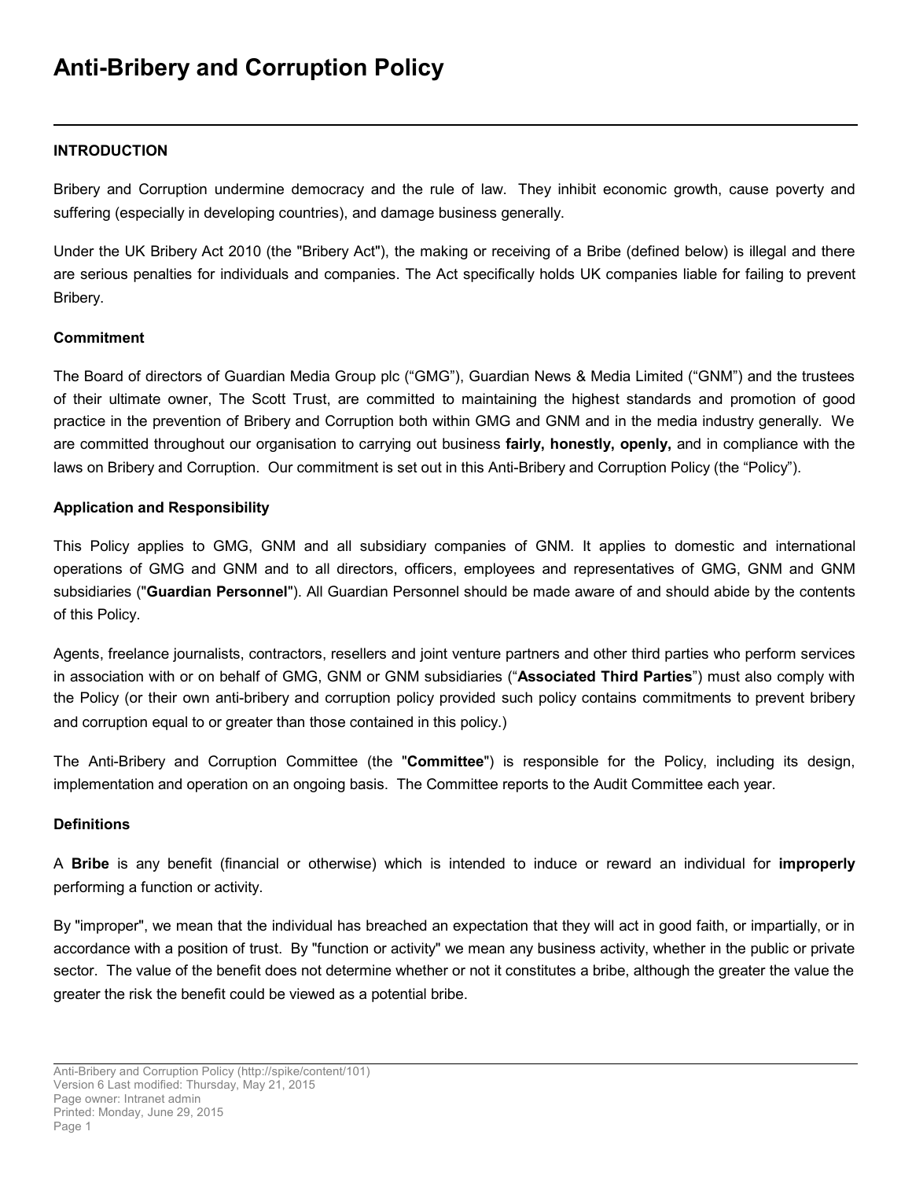# Anti-Bribery and Corruption Policy

## INTRODUCTION

Bribery and Corruption undermine democracy and the rule of law. They inhibit economic growth, cause poverty and suffering (especially in developing countries), and damage business generally.

Under the UK Bribery Act 2010 (the "Bribery Act"), the making or receiving of a Bribe (defined below) is illegal and there are serious penalties for individuals and companies. The Act specifically holds UK companies liable for failing to prevent Bribery.

### Commitment

The Board of directors of Guardian Media Group plc ("GMG"), Guardian News & Media Limited ("GNM") and the trustees of their ultimate owner, The Scott Trust, are committed to maintaining the highest standards and promotion of good practice in the prevention of Bribery and Corruption both within GMG and GNM and in the media industry generally. We are committed throughout our organisation to carrying out business **fairly, honestly, openly,** and in compliance with the laws on Bribery and Corruption. Our commitment is set out in this Anti-Bribery and Corruption Policy (the "Policy").

### Application and Responsibility

This Policy applies to GMG, GNM and all subsidiary companies of GNM. It applies to domestic and international operations of GMG and GNM and to all directors, officers, employees and representatives of GMG, GNM and GNM subsidiaries ("**Guardian Personnel**"). All Guardian Personnel should be made aware of and should abide by the contents of this Policy.

Agents, freelance journalists, contractors, resellers and joint venture partners and other third parties who perform services in association with or on behalf of GMG, GNM or GNM subsidiaries ("**Associated Third Parties**") must also comply with the Policy (or their own anti-bribery and corruption policy provided such policy contains commitments to prevent bribery and corruption equal to or greater than those contained in this policy.)

The Anti-Bribery and Corruption Committee (the "**Committee**") is responsible for the Policy, including its design, implementation and operation on an ongoing basis. The Committee reports to the Audit Committee each year.

### Definitions

A **Bribe** is any benefit (financial or otherwise) which is intended to induce or reward an individual for **improperly** performing a function or activity.

By "improper", we mean that the individual has breached an expectation that they will act in good faith, or impartially, or in accordance with a position of trust. By "function or activity" we mean any business activity, whether in the public or private sector. The value of the benefit does not determine whether or not it constitutes a bribe, although the greater the value the greater the risk the benefit could be viewed as a potential bribe.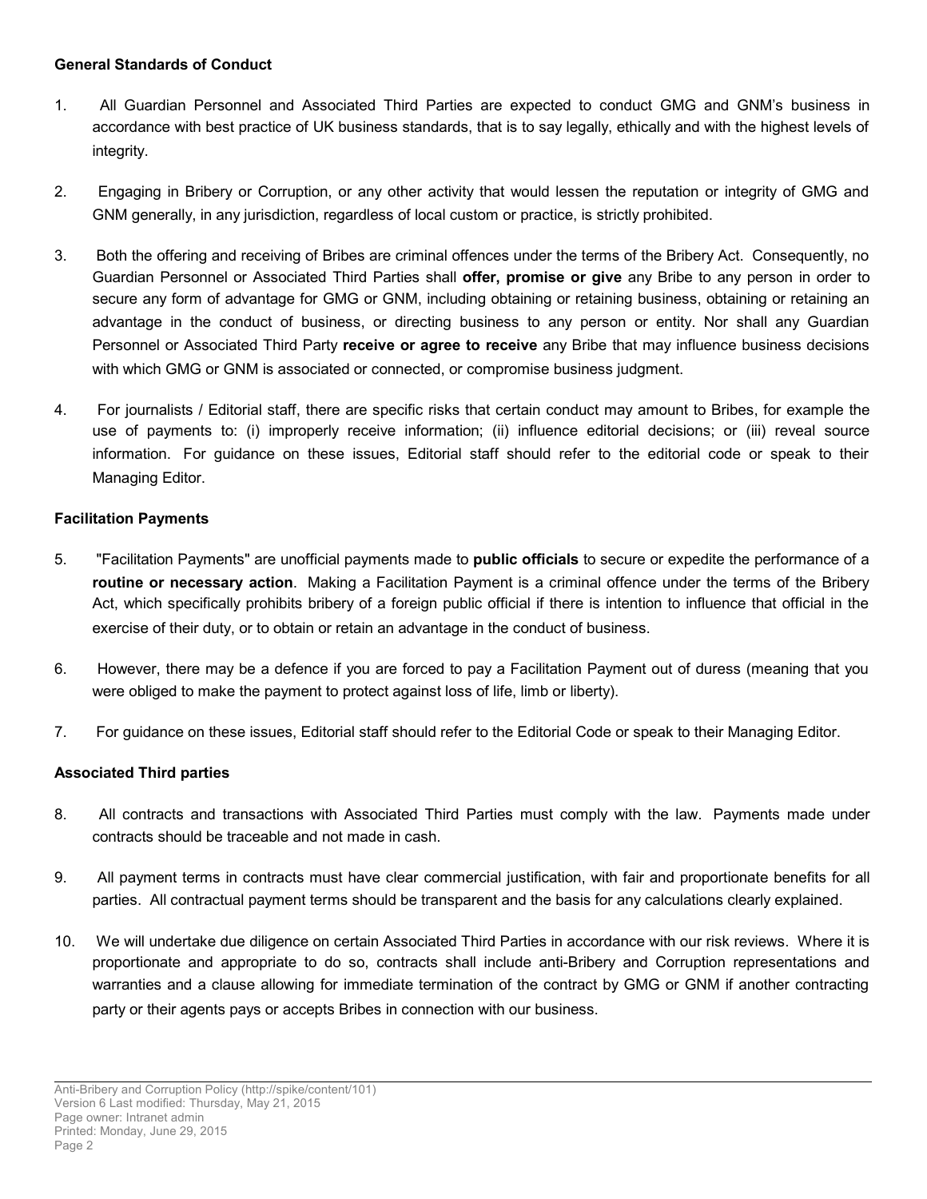**General Standards of Conduct**

1. All Guardian Personnel and Associated Third Parties are expected to conduct GMG and GNM's business in accordance with best practice of UK business standards, that is to say legally, ethically and with the highest levels of integrity.

2. Engaging in Bribery or Corruption, or any other activity that would lessen the reputation or integrity of GMG and GNM generally, in any jurisdiction, regardless of local custom or practice, is strictly prohibited.

3. Both the offering and receiving of Bribes are criminal offences under the terms of the Bribery Act. Consequently, no Guardian Personnel or Associated Third Parties shall **offer, promise or give** any Bribe to any person in order to secure any form of advantage for GMG or GNM, including obtaining or retaining business, obtaining or retaining an advantage in the conduct of business, or directing business to any person or entity. Nor shall any Guardian Personnel or Associated Third Party **receive or agree to receive** any Bribe that may influence business decisions with which GMG or GNM is associated or connected, or compromise business judgment.

4. For journalists / Editorial staff, there are specific risks that certain conduct may amount to Bribes, for example the use of payments to: (i) improperly receive information; (ii) influence editorial decisions; or (iii) reveal source information. For guidance on these issues, Editorial staff should refer to the editorial code or speak to their Managing Editor.

**Facilitation Payments**

5. "Facilitation Payments" are unofficial payments made to **public officials** to secure or expedite the performance of a **routine or necessary action**. Making a Facilitation Payment is a criminal offence under the terms of the Bribery Act, which specifically prohibits bribery of a foreign public official if there is intention to influence that official in the exercise of their duty, or to obtain or retain an advantage in the conduct of business.

6. However, there may be a defence if you are forced to pay a Facilitation Payment out of duress (meaning that you were obliged to make the payment to protect against loss of life, limb or liberty).

7. For guidance on these issues, Editorial staff should refer to the Editorial Code or speak to their Managing Editor.

**Associated Third parties**

8. All contracts and transactions with Associated Third Parties must comply with the law. Payments made under contracts should be traceable and not made in cash.

9. All payment terms in contracts must have clear commercial justification, with fair and proportionate benefits for all parties. All contractual payment terms should be transparent and the basis for any calculations clearly explained.

10. We will undertake due diligence on certain Associated Third Parties in accordance with our risk reviews. Where it is proportionate and appropriate to do so, contracts shall include anti-Bribery and Corruption representations and warranties and a clause allowing for immediate termination of the contract by GMG or GNM if another contracting party or their agents pays or accepts Bribes in connection with our business.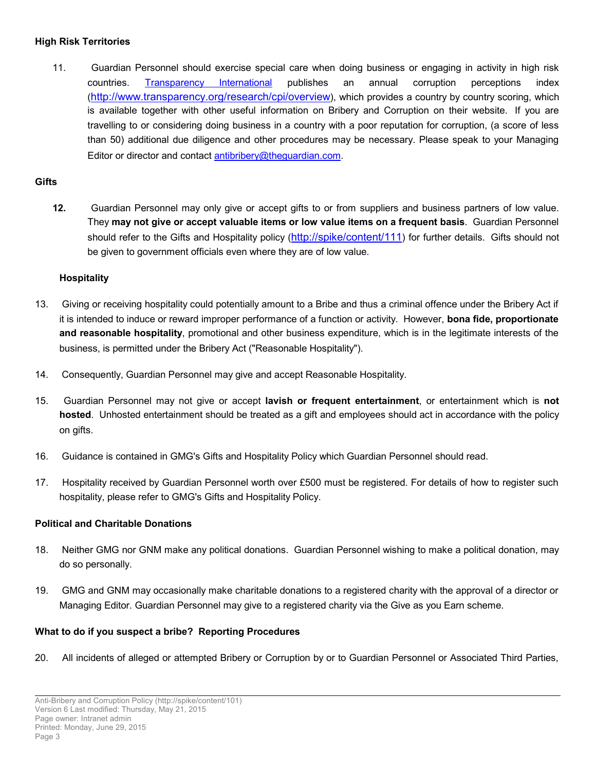**High Risk Territories**

11. Guardian Personnel should exercise special care when doing business or engaging in activity in high risk countries. [Transparency International](http://www.transparency.org) publishes an annual corruption perceptions index (http://www.transparency.org/research/cpi/overview), which provides a country by country scoring, which is available together with other useful information on Bribery and Corruption on their website. If you are travelling to or considering doing business in a country with a poor reputation for corruption, (a score of less than 50) additional due diligence and other procedures may be necessary. Please speak to your Managing Editor or director and contact antibribery@theguardian.com.

**Gifts**

**12.** Guardian Personnel may only give or accept gifts to or from suppliers and business partners of low value. They **may not give or accept valuable items or low value items on a frequent basis**. Guardian Personnel should refer to the Gifts and Hospitality policy (http://spike/content/111) for further details. Gifts should not be given to government officials even where they are of low value.

**Hospitality**

13. Giving or receiving hospitality could potentially amount to a Bribe and thus a criminal offence under the Bribery Act if it is intended to induce or reward improper performance of a function or activity. However, **bona fide, proportionate and reasonable hospitality**, promotional and other business expenditure, which is in the legitimate interests of the business, is permitted under the Bribery Act ("Reasonable Hospitality").

14. Consequently, Guardian Personnel may give and accept Reasonable Hospitality.

15. Guardian Personnel may not give or accept **lavish or frequent entertainment**, or entertainment which is **not hosted**. Unhosted entertainment should be treated as a gift and employees should act in accordance with the policy on gifts.

16. Guidance is contained in GMG's Gifts and Hospitality Policy which Guardian Personnel should read.

17. Hospitality received by Guardian Personnel worth over £500 must be registered. For details of how to register such hospitality, please refer to GMG's Gifts and Hospitality Policy.

**Political and Charitable Donations**

18. Neither GMG nor GNM make any political donations. Guardian Personnel wishing to make a political donation, may do so personally.

19. GMG and GNM may occasionally make charitable donations to a registered charity with the approval of a director or Managing Editor. Guardian Personnel may give to a registered charity via the Give as you Earn scheme.

**What to do if you suspect a bribe? Reporting Procedures**

20. All incidents of alleged or attempted Bribery or Corruption by or to Guardian Personnel or Associated Third Parties,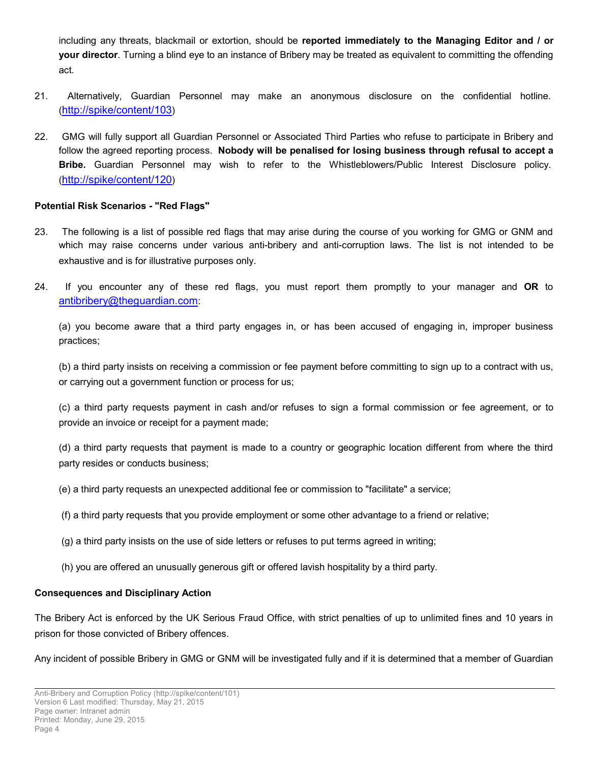including any threats, blackmail or extortion, should be **reported immediately to the Managing Editor and / or your director**. Turning a blind eye to an instance of Bribery may be treated as equivalent to committing the offending act.

21. Alternatively, Guardian Personnel may make an anonymous disclosure on the confidential hotline. (http://spike/content/103)

22. GMG will fully support all Guardian Personnel or Associated Third Parties who refuse to participate in Bribery and follow the agreed reporting process. **Nobody will be penalised for losing business through refusal to accept a Bribe.** Guardian Personnel may wish to refer to the Whistleblowers/Public Interest Disclosure policy. (http://spike/content/120)

**Potential Risk Scenarios - "Red Flags"**

23. The following is a list of possible red flags that may arise during the course of you working for GMG or GNM and which may raise concerns under various anti-bribery and anti-corruption laws. The list is not intended to be exhaustive and is for illustrative purposes only.

24. If you encounter any of these red flags, you must report them promptly to your manager and **OR** to antibribery@theguardian.com:

    (a) you become aware that a third party engages in, or has been accused of engaging in, improper business practices;

    (b) a third party insists on receiving a commission or fee payment before committing to sign up to a contract with us, or carrying out a government function or process for us;

    (c) a third party requests payment in cash and/or refuses to sign a formal commission or fee agreement, or to provide an invoice or receipt for a payment made;

    (d) a third party requests that payment is made to a country or geographic location different from where the third party resides or conducts business;

    (e) a third party requests an unexpected additional fee or commission to "facilitate" a service;

    (f) a third party requests that you provide employment or some other advantage to a friend or relative;

    (g) a third party insists on the use of side letters or refuses to put terms agreed in writing;

    (h) you are offered an unusually generous gift or offered lavish hospitality by a third party.

**Consequences and Disciplinary Action**

The Bribery Act is enforced by the UK Serious Fraud Office, with strict penalties of up to unlimited fines and 10 years in prison for those convicted of Bribery offences.

Any incident of possible Bribery in GMG or GNM will be investigated fully and if it is determined that a member of Guardian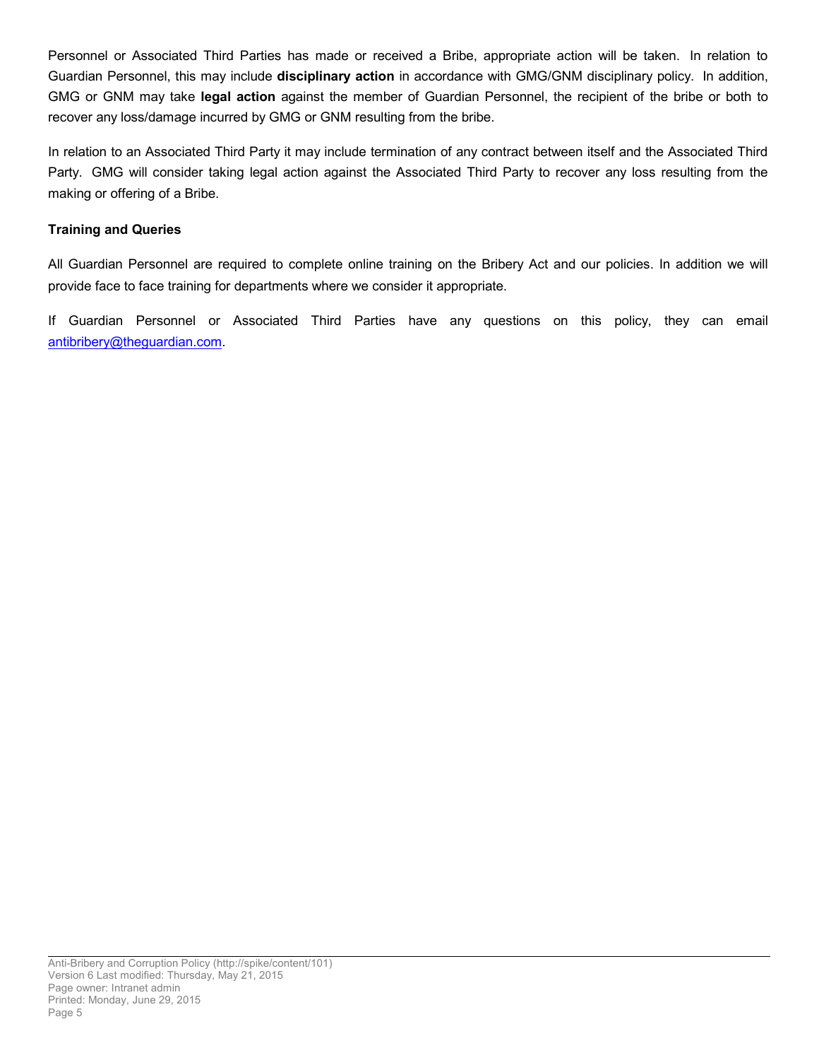Personnel or Associated Third Parties has made or received a Bribe, appropriate action will be taken. In relation to Guardian Personnel, this may include **disciplinary action** in accordance with GMG/GNM disciplinary policy. In addition, GMG or GNM may take **legal action** against the member of Guardian Personnel, the recipient of the bribe or both to recover any loss/damage incurred by GMG or GNM resulting from the bribe.

In relation to an Associated Third Party it may include termination of any contract between itself and the Associated Third Party. GMG will consider taking legal action against the Associated Third Party to recover any loss resulting from the making or offering of a Bribe.

**Training and Queries**

All Guardian Personnel are required to complete online training on the Bribery Act and our policies. In addition we will provide face to face training for departments where we consider it appropriate.

If Guardian Personnel or Associated Third Parties have any questions on this policy, they can email antibribery@theguardian.com.